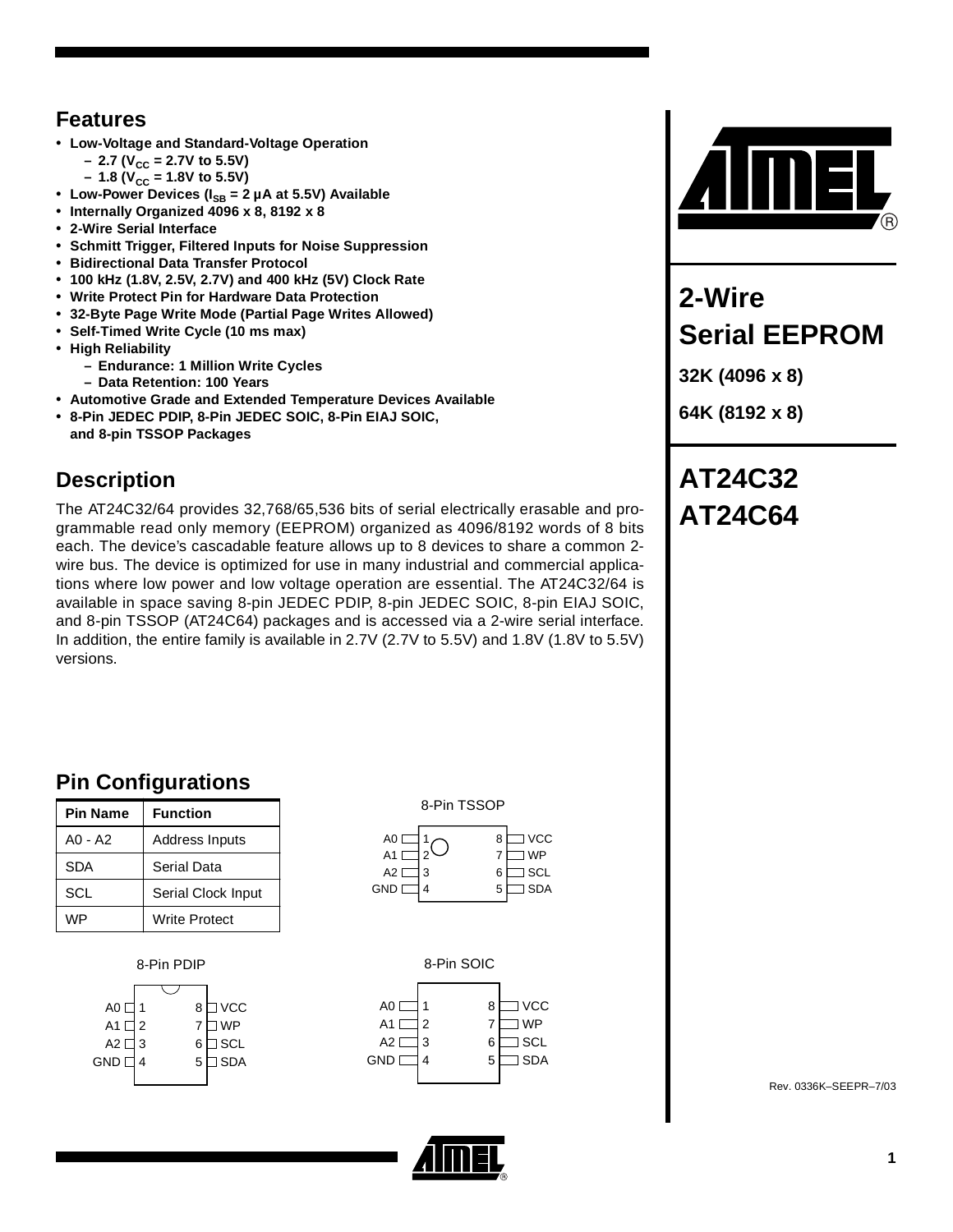## Features

- Low-Voltage and Standard-Voltage Operation
  - 2.7 ($V_{CC}$ = 2.7V to 5.5V)
  - 1.8 ($V_{CC}$ = 1.8V to 5.5V)
- Low-Power Devices ($I_{SB}$ = 2 µA at 5.5V) Available
- Internally Organized 4096 x 8, 8192 x 8
- 2-Wire Serial Interface
- Schmitt Trigger, Filtered Inputs for Noise Suppression
- Bidirectional Data Transfer Protocol
- 100 kHz (1.8V, 2.5V, 2.7V) and 400 kHz (5V) Clock Rate
- Write Protect Pin for Hardware Data Protection
- 32-Byte Page Write Mode (Partial Page Writes Allowed)
- Self-Timed Write Cycle (10 ms max)
- High Reliability
  - Endurance: 1 Million Write Cycles
  - Data Retention: 100 Years
- Automotive Grade and Extended Temperature Devices Available
- 8-Pin JEDEC PDIP, 8-Pin JEDEC SOIC, 8-Pin EIAJ SOIC, and 8-pin TSSOP Packages

# 2-Wire Serial EEPROM

**32K (4096 x 8)**

**64K (8192 x 8)**

# AT24C32 AT24C64

## Description

The AT24C32/64 provides 32,768/65,536 bits of serial electrically erasable and programmable read only memory (EEPROM) organized as 4096/8192 words of 8 bits each. The device's cascadable feature allows up to 8 devices to share a common 2-wire bus. The device is optimized for use in many industrial and commercial applications where low power and low voltage operation are essential. The AT24C32/64 is available in space saving 8-pin JEDEC PDIP, 8-pin JEDEC SOIC, 8-pin EIAJ SOIC, and 8-pin TSSOP (AT24C64) packages and is accessed via a 2-wire serial interface. In addition, the entire family is available in 2.7V (2.7V to 5.5V) and 1.8V (1.8V to 5.5V) versions.

## Pin Configurations

| Pin Name | Function |
| --- | --- |
| A0 - A2 | Address Inputs |
| SDA | Serial Data |
| SCL | Serial Clock Input |
| WP | Write Protect |

**8-Pin TSSOP**

| Pin | Name | Pin | Name |
| --- | --- | --- | --- |
| 1 | A0 | 8 | VCC |
| 2 | A1 | 7 | WP |
| 3 | A2 | 6 | SCL |
| 4 | GND | 5 | SDA |

**8-Pin PDIP**

| Pin | Name | Pin | Name |
| --- | --- | --- | --- |
| 1 | A0 | 8 | VCC |
| 2 | A1 | 7 | WP |
| 3 | A2 | 6 | SCL |
| 4 | GND | 5 | SDA |

**8-Pin SOIC**

| Pin | Name | Pin | Name |
| --- | --- | --- | --- |
| 1 | A0 | 8 | VCC |
| 2 | A1 | 7 | WP |
| 3 | A2 | 6 | SCL |
| 4 | GND | 5 | SDA |

Rev. 0336K–SEEPR–7/03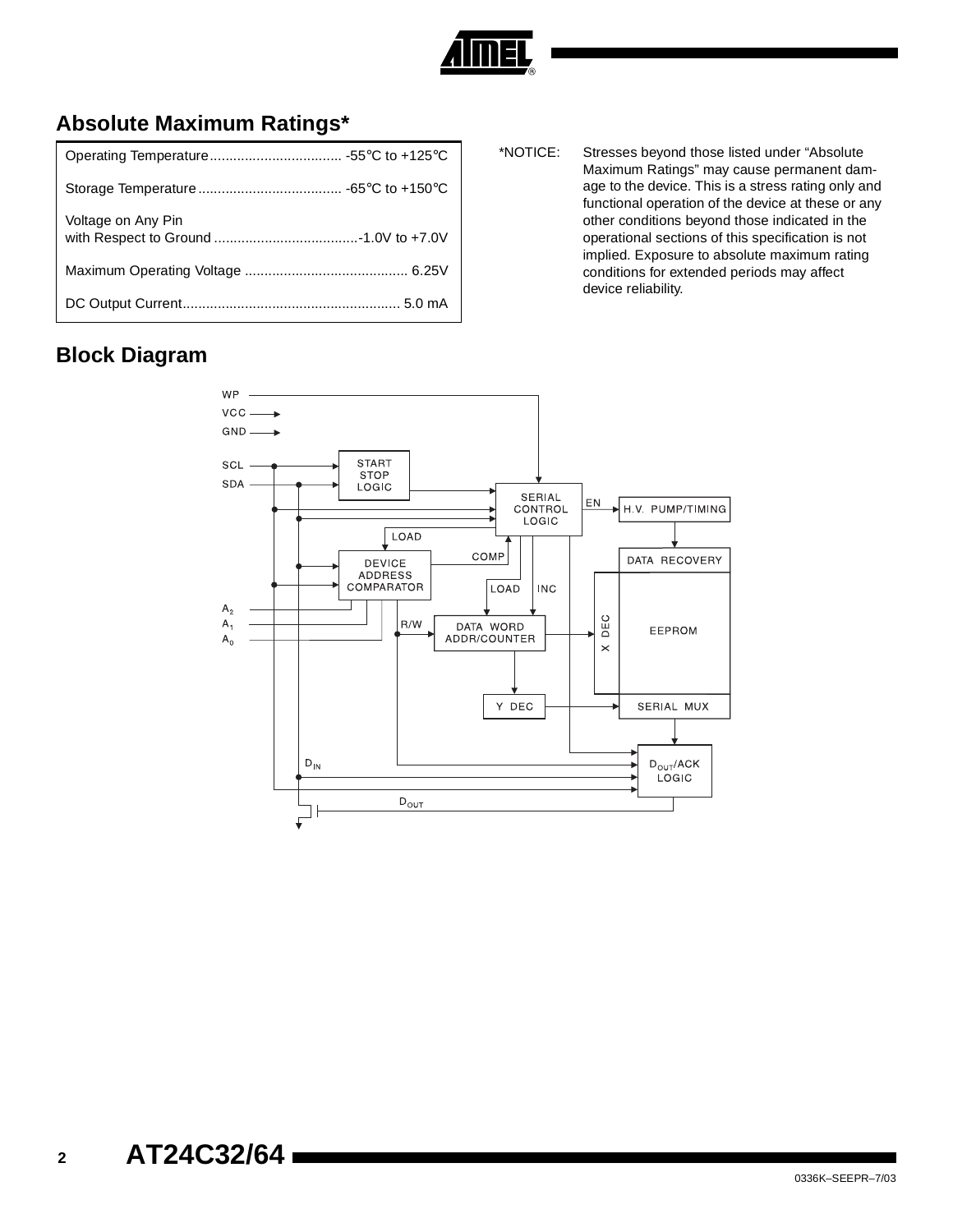## Absolute Maximum Ratings*

| | |
|---|---|
| Operating Temperature | -55°C to +125°C |
| Storage Temperature | -65°C to +150°C |
| Voltage on Any Pin with Respect to Ground | -1.0V to +7.0V |
| Maximum Operating Voltage | 6.25V |
| DC Output Current | 5.0 mA |

*NOTICE: Stresses beyond those listed under "Absolute Maximum Ratings" may cause permanent damage to the device. This is a stress rating only and functional operation of the device at these or any other conditions beyond those indicated in the operational sections of this specification is not implied. Exposure to absolute maximum rating conditions for extended periods may affect device reliability.

## Block Diagram

WP
VCC
GND
SCL
SDA
START STOP LOGIC
SERIAL CONTROL LOGIC
EN
H.V. PUMP/TIMING
LOAD
COMP
DEVICE ADDRESS COMPARATOR
DATA RECOVERY
LOAD
INC
$A_2$
$A_1$
$A_0$
R/W
DATA WORD ADDR/COUNTER
X DEC
EEPROM
Y DEC
SERIAL MUX
$D_{IN}$
$D_{OUT}$/ACK LOGIC
$D_{OUT}$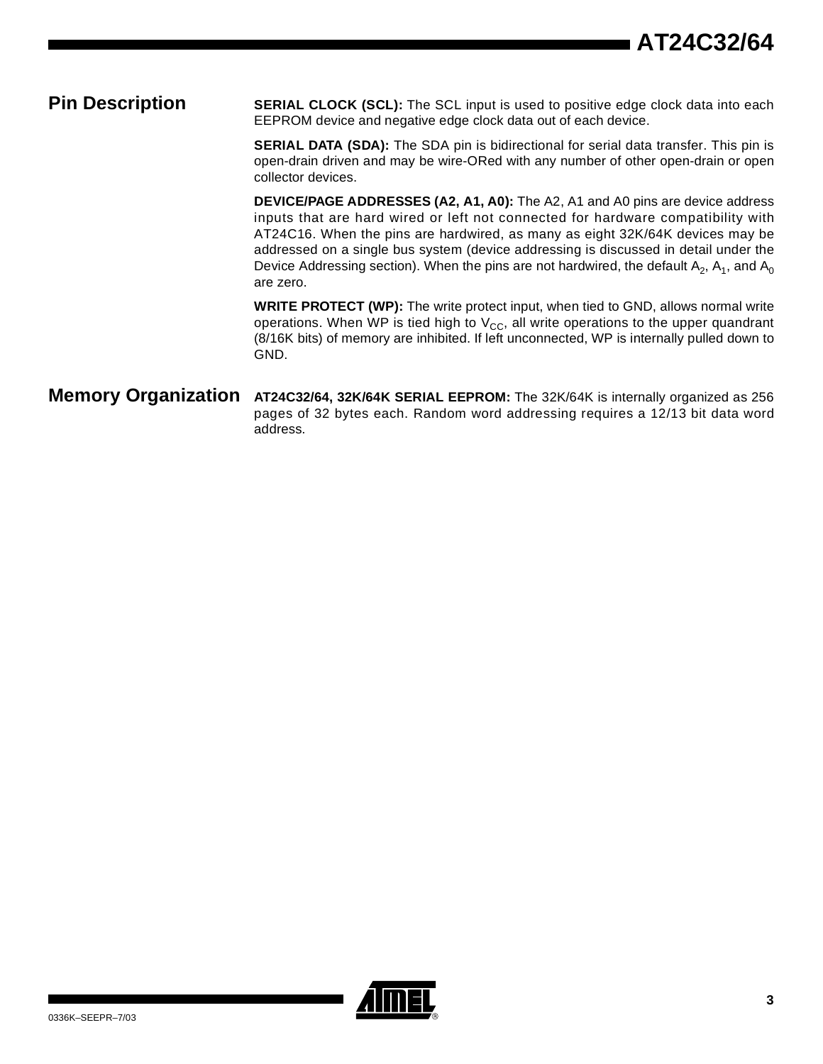## Pin Description

**SERIAL CLOCK (SCL):** The SCL input is used to positive edge clock data into each EEPROM device and negative edge clock data out of each device.

**SERIAL DATA (SDA):** The SDA pin is bidirectional for serial data transfer. This pin is open-drain driven and may be wire-ORed with any number of other open-drain or open collector devices.

**DEVICE/PAGE ADDRESSES (A2, A1, A0):** The A2, A1 and A0 pins are device address inputs that are hard wired or left not connected for hardware compatibility with AT24C16. When the pins are hardwired, as many as eight 32K/64K devices may be addressed on a single bus system (device addressing is discussed in detail under the Device Addressing section). When the pins are not hardwired, the default $A_2$, $A_1$, and $A_0$ are zero.

**WRITE PROTECT (WP):** The write protect input, when tied to GND, allows normal write operations. When WP is tied high to $V_{CC}$, all write operations to the upper quandrant (8/16K bits) of memory are inhibited. If left unconnected, WP is internally pulled down to GND.

## Memory Organization

**AT24C32/64, 32K/64K SERIAL EEPROM:** The 32K/64K is internally organized as 256 pages of 32 bytes each. Random word addressing requires a 12/13 bit data word address.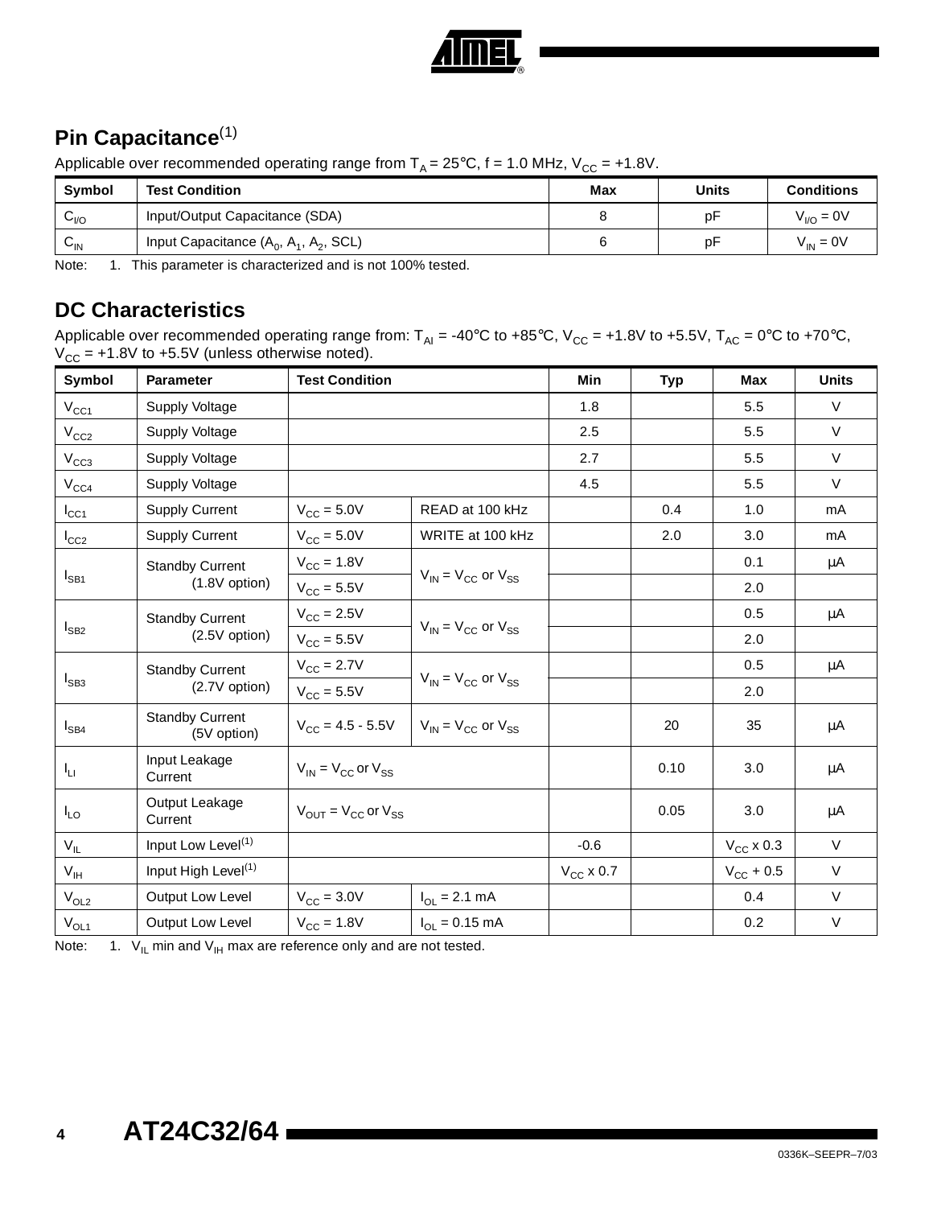## Pin Capacitance[1]

Applicable over recommended operating range from $T_A = 25°C$, f = 1.0 MHz, $V_{CC} = +1.8V$.

| Symbol | Test Condition | Max | Units | Conditions |
|---|---|---|---|---|
| $C_{I/O}$ | Input/Output Capacitance (SDA) | 8 | pF | $V_{I/O} = 0V$ |
| $C_{IN}$ | Input Capacitance ($A_0$, $A_1$, $A_2$, SCL) | 6 | pF | $V_{IN} = 0V$ |

Note: 1. This parameter is characterized and is not 100% tested.

## DC Characteristics

Applicable over recommended operating range from: $T_{AI} = -40°C$ to $+85°C$, $V_{CC} = +1.8V$ to $+5.5V$, $T_{AC} = 0°C$ to $+70°C$, $V_{CC} = +1.8V$ to $+5.5V$ (unless otherwise noted).

| Symbol | Parameter | Test Condition | | Min | Typ | Max | Units |
|---|---|---|---|---|---|---|---|
| $V_{CC1}$ | Supply Voltage | | | 1.8 | | 5.5 | V |
| $V_{CC2}$ | Supply Voltage | | | 2.5 | | 5.5 | V |
| $V_{CC3}$ | Supply Voltage | | | 2.7 | | 5.5 | V |
| $V_{CC4}$ | Supply Voltage | | | 4.5 | | 5.5 | V |
| $I_{CC1}$ | Supply Current | $V_{CC} = 5.0V$ | READ at 100 kHz | | 0.4 | 1.0 | mA |
| $I_{CC2}$ | Supply Current | $V_{CC} = 5.0V$ | WRITE at 100 kHz | | 2.0 | 3.0 | mA |
| $I_{SB1}$ | Standby Current (1.8V option) | $V_{CC} = 1.8V$ | $V_{IN} = V_{CC}$ or $V_{SS}$ | | | 0.1 | µA |
| | | $V_{CC} = 5.5V$ | | | | 2.0 | |
| $I_{SB2}$ | Standby Current (2.5V option) | $V_{CC} = 2.5V$ | $V_{IN} = V_{CC}$ or $V_{SS}$ | | | 0.5 | µA |
| | | $V_{CC} = 5.5V$ | | | | 2.0 | |
| $I_{SB3}$ | Standby Current (2.7V option) | $V_{CC} = 2.7V$ | $V_{IN} = V_{CC}$ or $V_{SS}$ | | | 0.5 | µA |
| | | $V_{CC} = 5.5V$ | | | | 2.0 | |
| $I_{SB4}$ | Standby Current (5V option) | $V_{CC} = 4.5 - 5.5V$ | $V_{IN} = V_{CC}$ or $V_{SS}$ | | 20 | 35 | µA |
| $I_{LI}$ | Input Leakage Current | $V_{IN} = V_{CC}$ or $V_{SS}$ | | | 0.10 | 3.0 | µA |
| $I_{LO}$ | Output Leakage Current | $V_{OUT} = V_{CC}$ or $V_{SS}$ | | | 0.05 | 3.0 | µA |
| $V_{IL}$ | Input Low Level[1] | | | -0.6 | | $V_{CC}$ x 0.3 | V |
| $V_{IH}$ | Input High Level[1] | | | $V_{CC}$ x 0.7 | | $V_{CC}$ + 0.5 | V |
| $V_{OL2}$ | Output Low Level | $V_{CC} = 3.0V$ | $I_{OL} = 2.1$ mA | | | 0.4 | V |
| $V_{OL1}$ | Output Low Level | $V_{CC} = 1.8V$ | $I_{OL} = 0.15$ mA | | | 0.2 | V |

Note: 1. $V_{IL}$ min and $V_{IH}$ max are reference only and are not tested.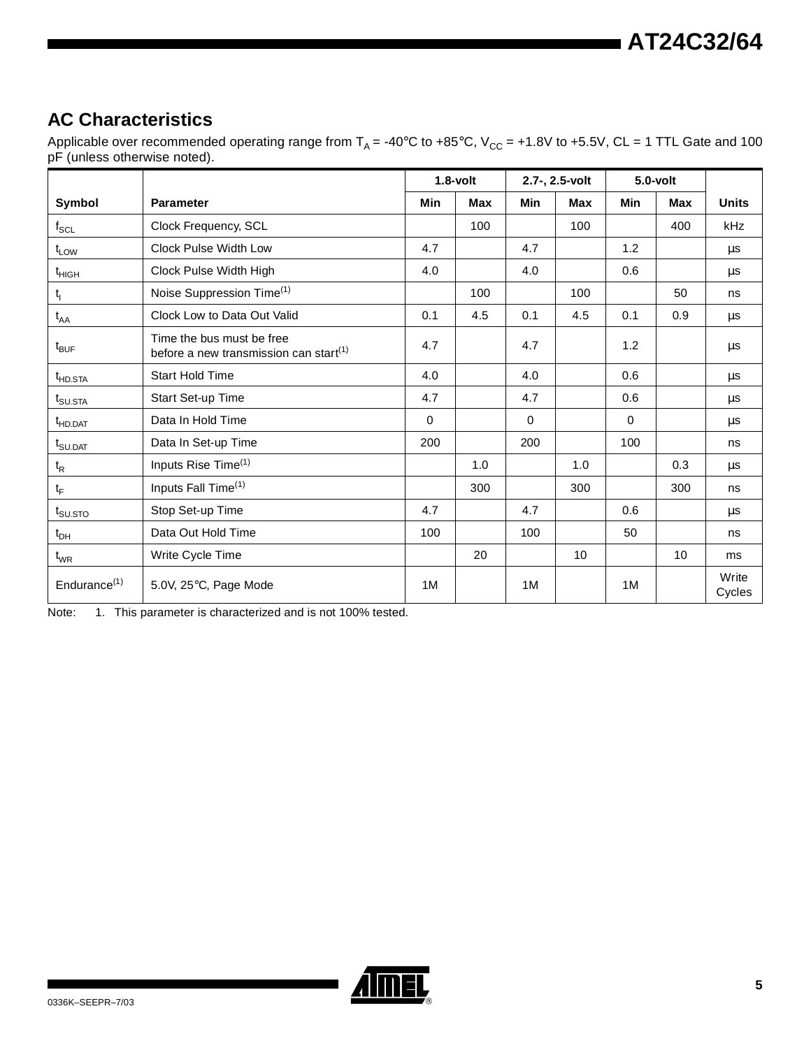## AC Characteristics

Applicable over recommended operating range from $T_A$ = -40°C to +85°C, $V_{CC}$ = +1.8V to +5.5V, CL = 1 TTL Gate and 100 pF (unless otherwise noted).

| | | 1.8-volt | | 2.7-, 2.5-volt | | 5.0-volt | | |
|---|---|---|---|---|---|---|---|---|
| **Symbol** | **Parameter** | **Min** | **Max** | **Min** | **Max** | **Min** | **Max** | **Units** |
| $f_{SCL}$ | Clock Frequency, SCL | | 100 | | 100 | | 400 | kHz |
| $t_{LOW}$ | Clock Pulse Width Low | 4.7 | | 4.7 | | 1.2 | | µs |
| $t_{HIGH}$ | Clock Pulse Width High | 4.0 | | 4.0 | | 0.6 | | µs |
| $t_I$ | Noise Suppression Time(1) | | 100 | | 100 | | 50 | ns |
| $t_{AA}$ | Clock Low to Data Out Valid | 0.1 | 4.5 | 0.1 | 4.5 | 0.1 | 0.9 | µs |
| $t_{BUF}$ | Time the bus must be free before a new transmission can start(1) | 4.7 | | 4.7 | | 1.2 | | µs |
| $t_{HD.STA}$ | Start Hold Time | 4.0 | | 4.0 | | 0.6 | | µs |
| $t_{SU.STA}$ | Start Set-up Time | 4.7 | | 4.7 | | 0.6 | | µs |
| $t_{HD.DAT}$ | Data In Hold Time | 0 | | 0 | | 0 | | µs |
| $t_{SU.DAT}$ | Data In Set-up Time | 200 | | 200 | | 100 | | ns |
| $t_R$ | Inputs Rise Time(1) | | 1.0 | | 1.0 | | 0.3 | µs |
| $t_F$ | Inputs Fall Time(1) | | 300 | | 300 | | 300 | ns |
| $t_{SU.STO}$ | Stop Set-up Time | 4.7 | | 4.7 | | 0.6 | | µs |
| $t_{DH}$ | Data Out Hold Time | 100 | | 100 | | 50 | | ns |
| $t_{WR}$ | Write Cycle Time | | 20 | | 10 | | 10 | ms |
| Endurance(1) | 5.0V, 25°C, Page Mode | 1M | | 1M | | 1M | | Write Cycles |

Note: 1. This parameter is characterized and is not 100% tested.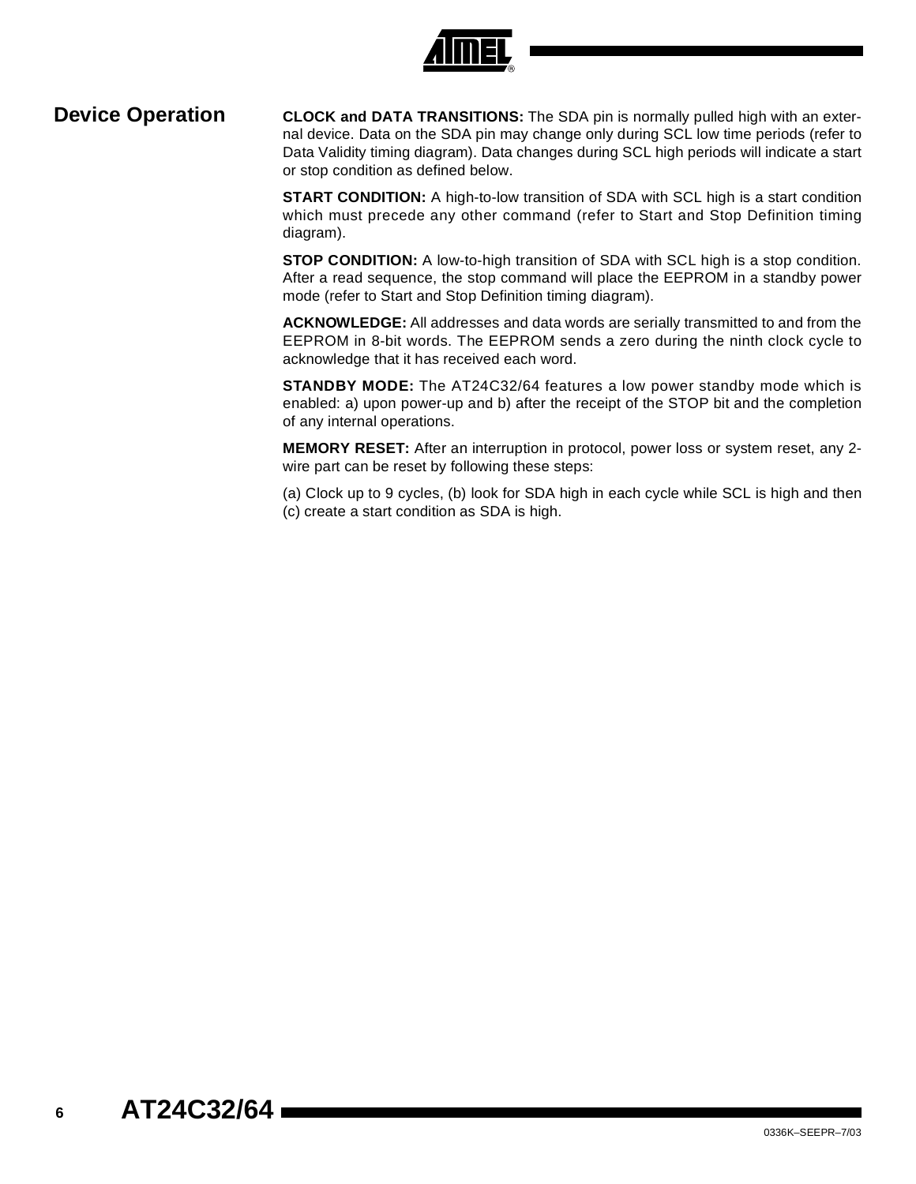## Device Operation

**CLOCK and DATA TRANSITIONS:** The SDA pin is normally pulled high with an external device. Data on the SDA pin may change only during SCL low time periods (refer to Data Validity timing diagram). Data changes during SCL high periods will indicate a start or stop condition as defined below.

**START CONDITION:** A high-to-low transition of SDA with SCL high is a start condition which must precede any other command (refer to Start and Stop Definition timing diagram).

**STOP CONDITION:** A low-to-high transition of SDA with SCL high is a stop condition. After a read sequence, the stop command will place the EEPROM in a standby power mode (refer to Start and Stop Definition timing diagram).

**ACKNOWLEDGE:** All addresses and data words are serially transmitted to and from the EEPROM in 8-bit words. The EEPROM sends a zero during the ninth clock cycle to acknowledge that it has received each word.

**STANDBY MODE:** The AT24C32/64 features a low power standby mode which is enabled: a) upon power-up and b) after the receipt of the STOP bit and the completion of any internal operations.

**MEMORY RESET:** After an interruption in protocol, power loss or system reset, any 2-wire part can be reset by following these steps:

(a) Clock up to 9 cycles, (b) look for SDA high in each cycle while SCL is high and then (c) create a start condition as SDA is high.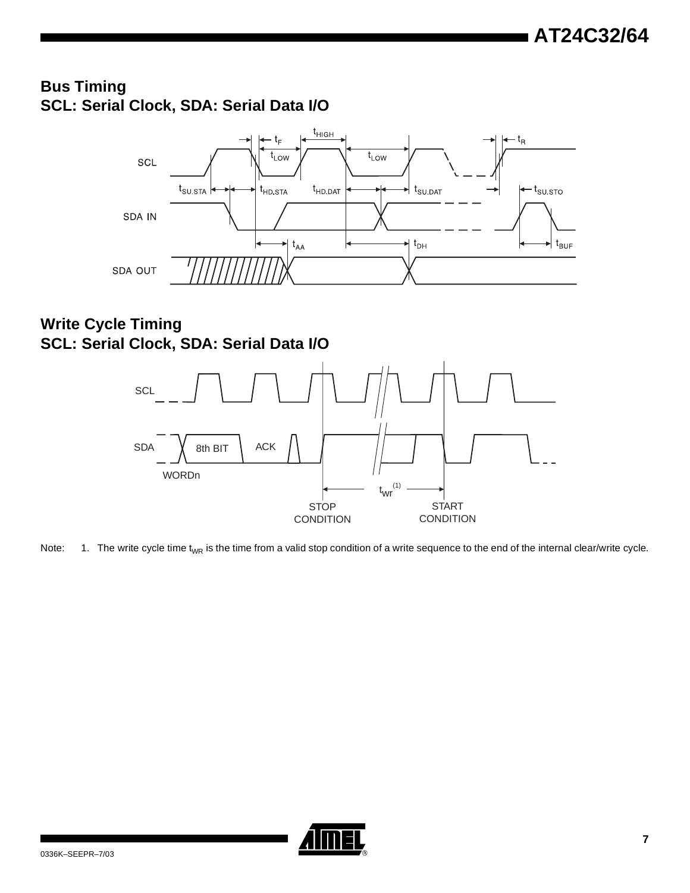## Bus Timing
## SCL: Serial Clock, SDA: Serial Data I/O

SCL

SDA IN

SDA OUT

$t_F$ $t_{HIGH}$ $t_R$ $t_{LOW}$ $t_{LOW}$

$t_{SU.STA}$ $t_{HD.STA}$ $t_{HD.DAT}$ $t_{SU.DAT}$ $t_{SU.STO}$

$t_{AA}$ $t_{DH}$ $t_{BUF}$

## Write Cycle Timing
## SCL: Serial Clock, SDA: Serial Data I/O

SCL

SDA

8th BIT

ACK

WORDn

$t_{wr}$(1)

STOP CONDITION

START CONDITION

Note: 1. The write cycle time $t_{WR}$ is the time from a valid stop condition of a write sequence to the end of the internal clear/write cycle.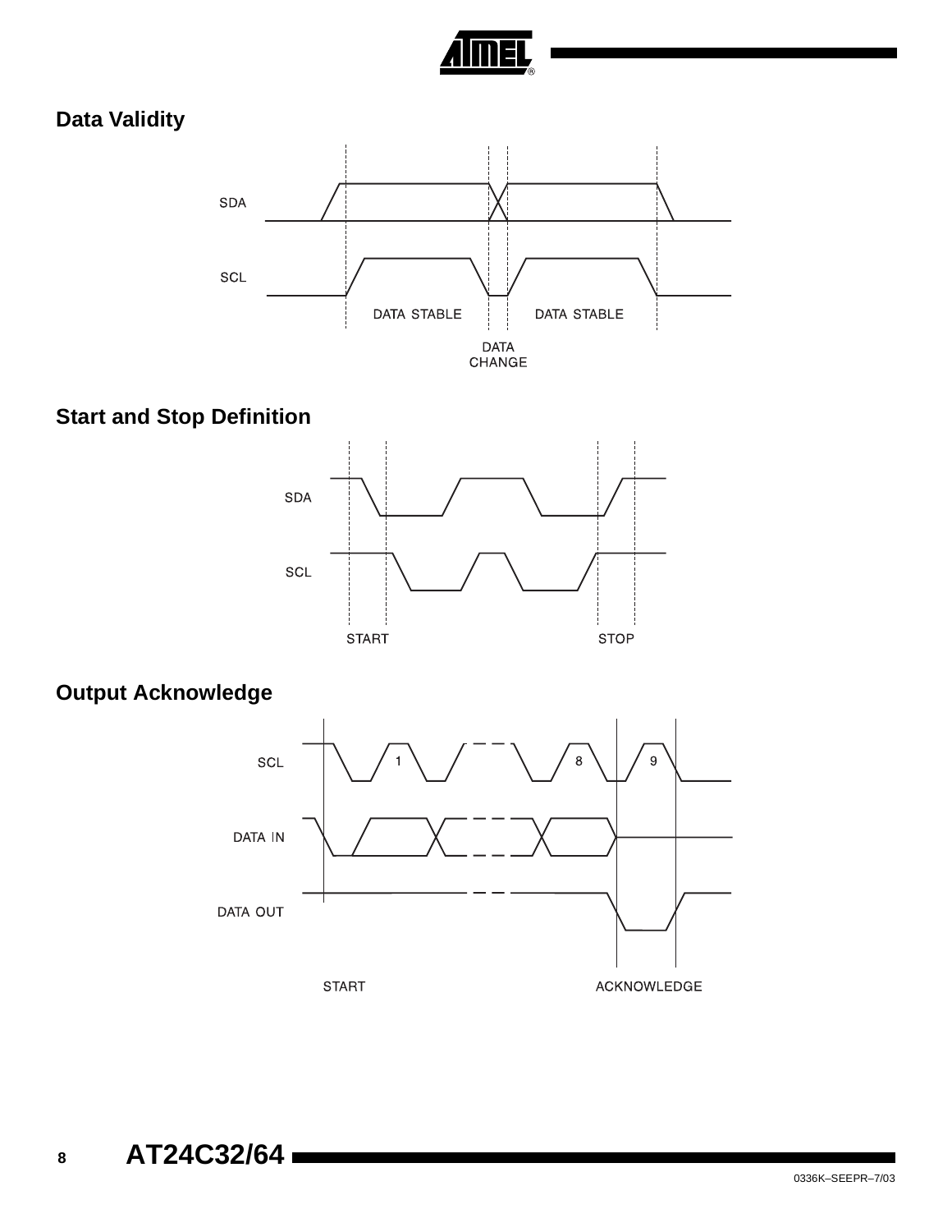## Data Validity

SDA

SCL

DATA STABLE

DATA STABLE

DATA
CHANGE

## Start and Stop Definition

SDA

SCL

START

STOP

## Output Acknowledge

SCL

1

8

9

DATA IN

DATA OUT

START

ACKNOWLEDGE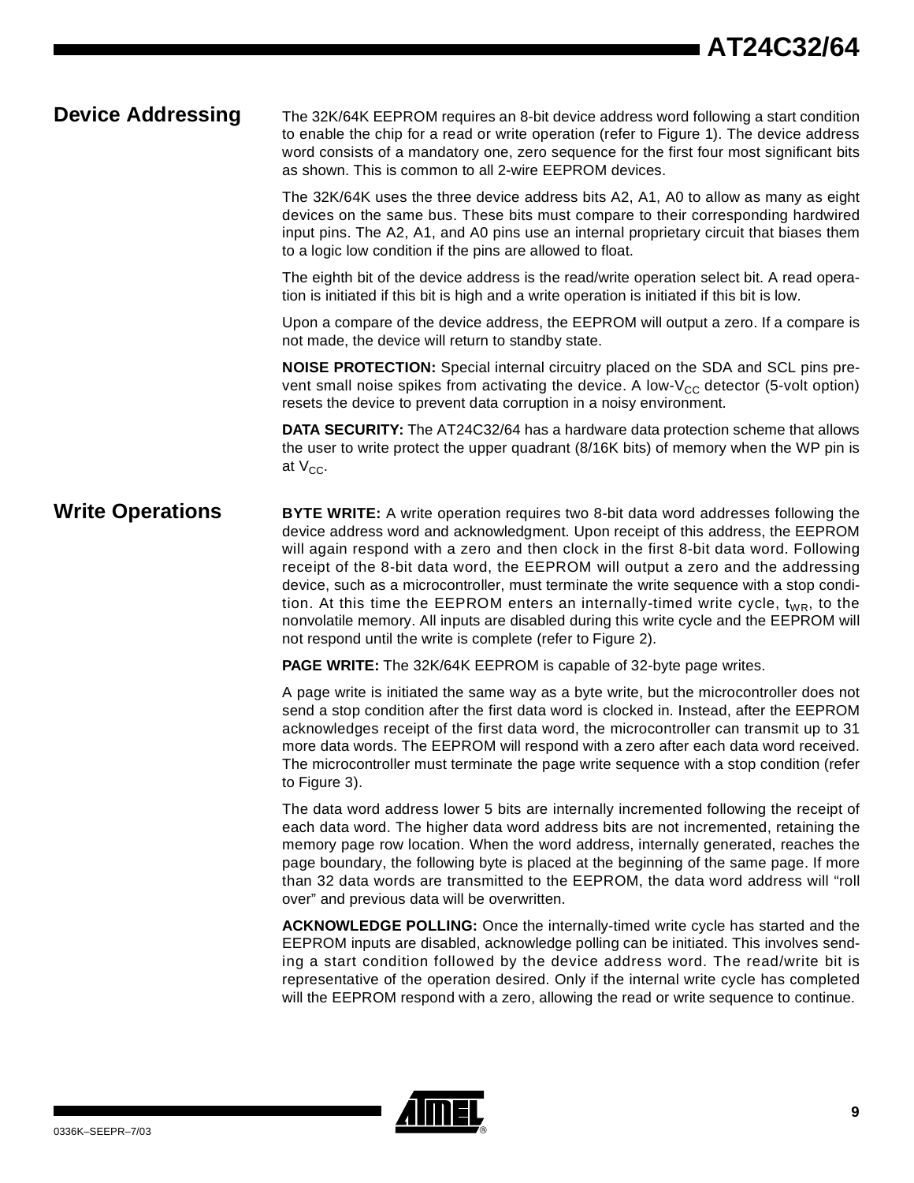## Device Addressing

The 32K/64K EEPROM requires an 8-bit device address word following a start condition to enable the chip for a read or write operation (refer to Figure 1). The device address word consists of a mandatory one, zero sequence for the first four most significant bits as shown. This is common to all 2-wire EEPROM devices.

The 32K/64K uses the three device address bits A2, A1, A0 to allow as many as eight devices on the same bus. These bits must compare to their corresponding hardwired input pins. The A2, A1, and A0 pins use an internal proprietary circuit that biases them to a logic low condition if the pins are allowed to float.

The eighth bit of the device address is the read/write operation select bit. A read operation is initiated if this bit is high and a write operation is initiated if this bit is low.

Upon a compare of the device address, the EEPROM will output a zero. If a compare is not made, the device will return to standby state.

**NOISE PROTECTION:** Special internal circuitry placed on the SDA and SCL pins prevent small noise spikes from activating the device. A low-$V_{CC}$ detector (5-volt option) resets the device to prevent data corruption in a noisy environment.

**DATA SECURITY:** The AT24C32/64 has a hardware data protection scheme that allows the user to write protect the upper quadrant (8/16K bits) of memory when the WP pin is at $V_{CC}$.

## Write Operations

**BYTE WRITE:** A write operation requires two 8-bit data word addresses following the device address word and acknowledgment. Upon receipt of this address, the EEPROM will again respond with a zero and then clock in the first 8-bit data word. Following receipt of the 8-bit data word, the EEPROM will output a zero and the addressing device, such as a microcontroller, must terminate the write sequence with a stop condition. At this time the EEPROM enters an internally-timed write cycle, $t_{WR}$, to the nonvolatile memory. All inputs are disabled during this write cycle and the EEPROM will not respond until the write is complete (refer to Figure 2).

**PAGE WRITE:** The 32K/64K EEPROM is capable of 32-byte page writes.

A page write is initiated the same way as a byte write, but the microcontroller does not send a stop condition after the first data word is clocked in. Instead, after the EEPROM acknowledges receipt of the first data word, the microcontroller can transmit up to 31 more data words. The EEPROM will respond with a zero after each data word received. The microcontroller must terminate the page write sequence with a stop condition (refer to Figure 3).

The data word address lower 5 bits are internally incremented following the receipt of each data word. The higher data word address bits are not incremented, retaining the memory page row location. When the word address, internally generated, reaches the page boundary, the following byte is placed at the beginning of the same page. If more than 32 data words are transmitted to the EEPROM, the data word address will "roll over" and previous data will be overwritten.

**ACKNOWLEDGE POLLING:** Once the internally-timed write cycle has started and the EEPROM inputs are disabled, acknowledge polling can be initiated. This involves sending a start condition followed by the device address word. The read/write bit is representative of the operation desired. Only if the internal write cycle has completed will the EEPROM respond with a zero, allowing the read or write sequence to continue.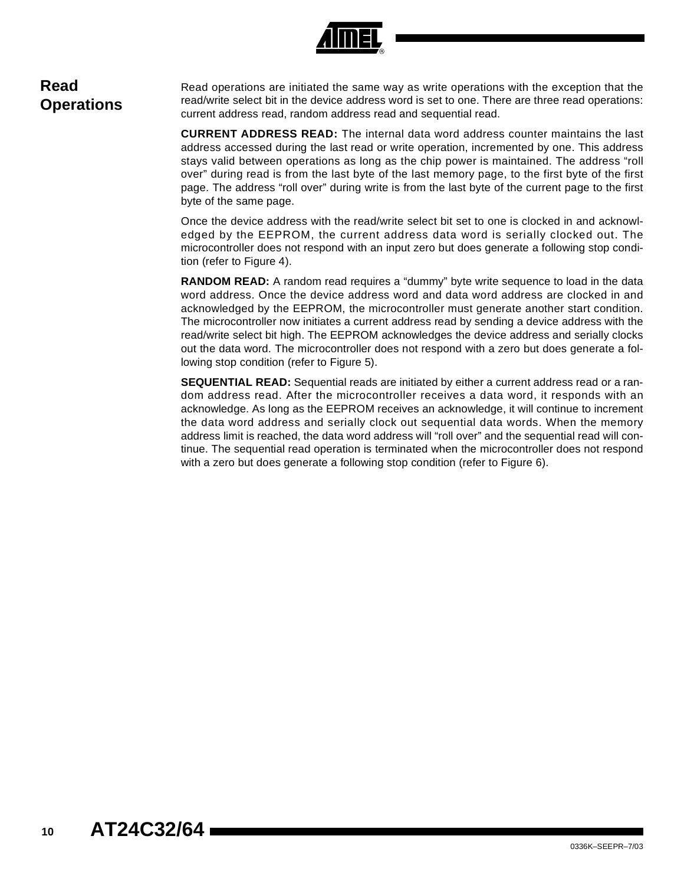## Read Operations

Read operations are initiated the same way as write operations with the exception that the read/write select bit in the device address word is set to one. There are three read operations: current address read, random address read and sequential read.

**CURRENT ADDRESS READ:** The internal data word address counter maintains the last address accessed during the last read or write operation, incremented by one. This address stays valid between operations as long as the chip power is maintained. The address "roll over" during read is from the last byte of the last memory page, to the first byte of the first page. The address "roll over" during write is from the last byte of the current page to the first byte of the same page.

Once the device address with the read/write select bit set to one is clocked in and acknowledged by the EEPROM, the current address data word is serially clocked out. The microcontroller does not respond with an input zero but does generate a following stop condition (refer to Figure 4).

**RANDOM READ:** A random read requires a "dummy" byte write sequence to load in the data word address. Once the device address word and data word address are clocked in and acknowledged by the EEPROM, the microcontroller must generate another start condition. The microcontroller now initiates a current address read by sending a device address with the read/write select bit high. The EEPROM acknowledges the device address and serially clocks out the data word. The microcontroller does not respond with a zero but does generate a following stop condition (refer to Figure 5).

**SEQUENTIAL READ:** Sequential reads are initiated by either a current address read or a random address read. After the microcontroller receives a data word, it responds with an acknowledge. As long as the EEPROM receives an acknowledge, it will continue to increment the data word address and serially clock out sequential data words. When the memory address limit is reached, the data word address will "roll over" and the sequential read will continue. The sequential read operation is terminated when the microcontroller does not respond with a zero but does generate a following stop condition (refer to Figure 6).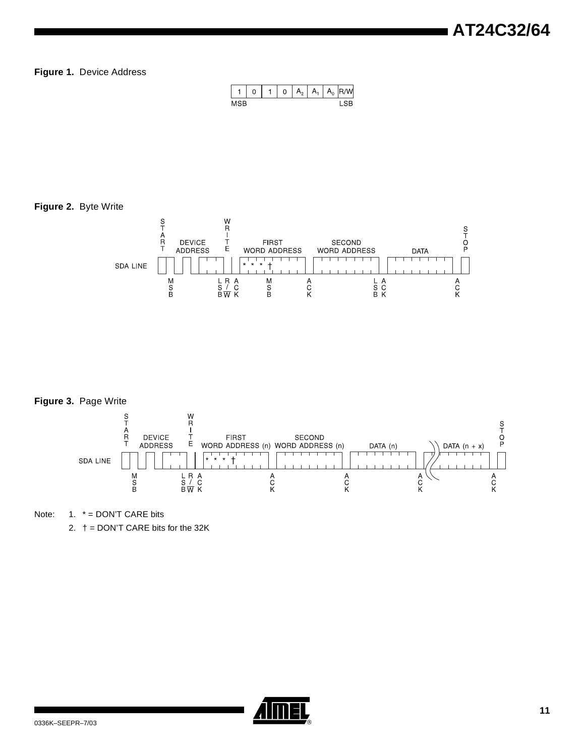**Figure 1.** Device Address

| 1 | 0 | 1 | 0 | $A_2$ | $A_1$ | $A_0$ | R/W |
|---|---|---|---|---|---|---|---|

MSB LSB

**Figure 2.** Byte Write

START
DEVICE ADDRESS
WRITE
FIRST WORD ADDRESS
SECOND WORD ADDRESS
DATA
STOP

SDA LINE

\* \* \* †

MSB
LSB
R/W
ACK
MSB
ACK
LSB
ACK
ACK

**Figure 3.** Page Write

START
DEVICE ADDRESS
WRITE
FIRST WORD ADDRESS (n)
SECOND WORD ADDRESS (n)
DATA (n)
DATA (n + x)
STOP

SDA LINE

\* \* \* †

MSB
LSB
R/W
ACK
ACK
ACK
ACK
ACK

Note: 1. * = DON'T CARE bits

2. † = DON'T CARE bits for the 32K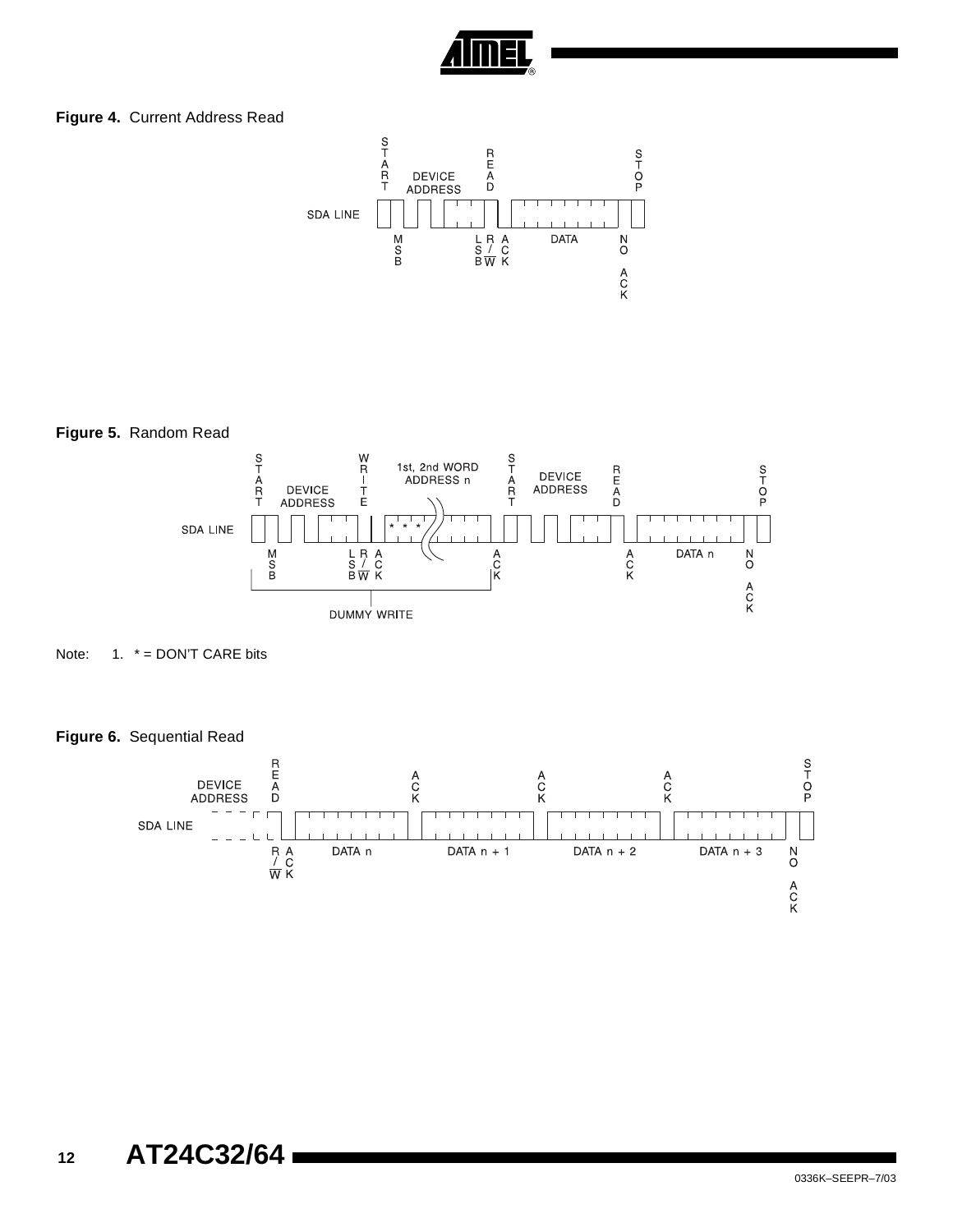**Figure 4.** Current Address Read

START
DEVICE ADDRESS
READ
STOP
SDA LINE
MSB
LSB
R/W
ACK
DATA
NO ACK

**Figure 5.** Random Read

START
DEVICE ADDRESS
WRITE
1st, 2nd WORD ADDRESS n
START
DEVICE ADDRESS
READ
STOP
SDA LINE
\* \* \*
MSB
LSB
R/W
ACK
ACK
ACK
DATA n
NO ACK
DUMMY WRITE

Note: 1. * = DON'T CARE bits

**Figure 6.** Sequential Read

DEVICE ADDRESS
READ
ACK
ACK
ACK
STOP
SDA LINE
R/W
ACK
DATA n
DATA n + 1
DATA n + 2
DATA n + 3
NO ACK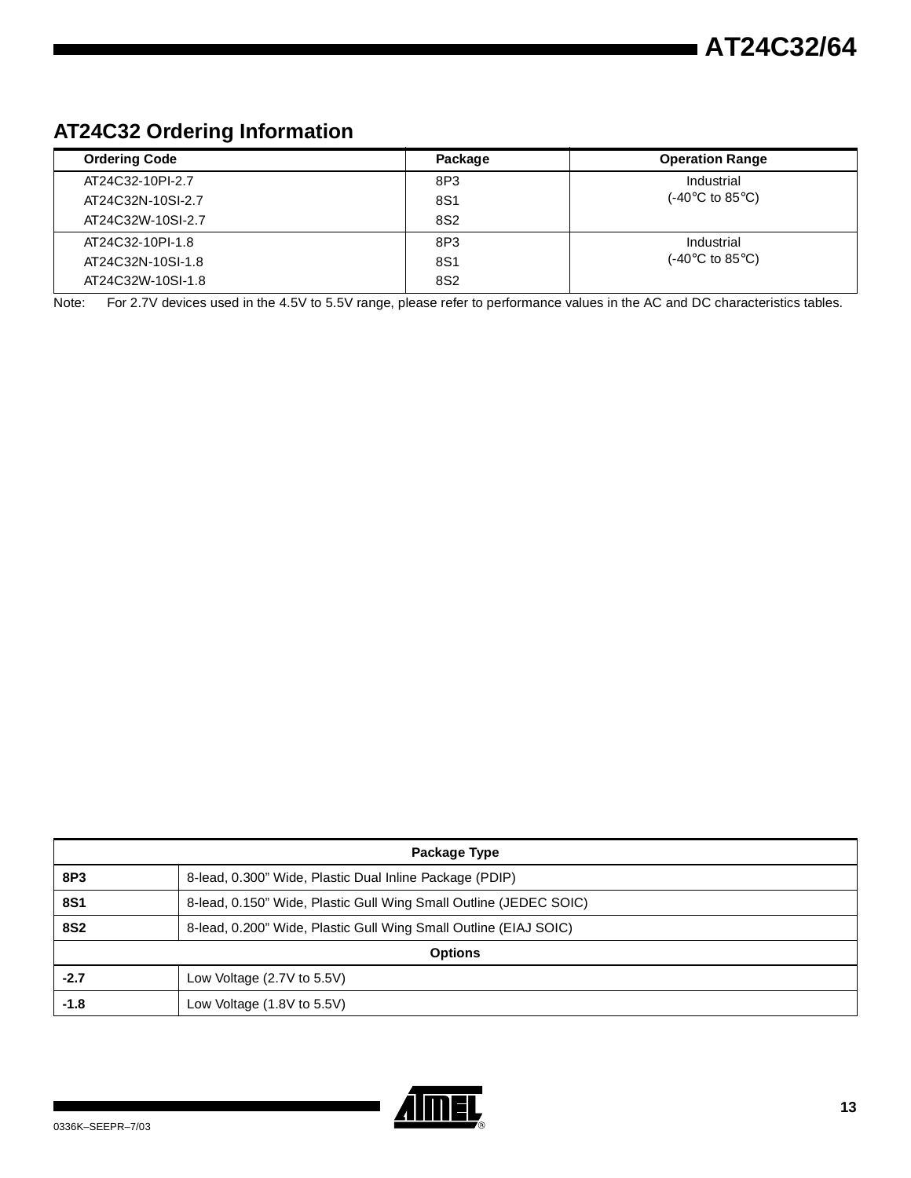## AT24C32 Ordering Information

| Ordering Code | Package | Operation Range |
|---|---|---|
| AT24C32-10PI-2.7<br>AT24C32N-10SI-2.7<br>AT24C32W-10SI-2.7 | 8P3<br>8S1<br>8S2 | Industrial<br>(-40°C to 85°C) |
| AT24C32-10PI-1.8<br>AT24C32N-10SI-1.8<br>AT24C32W-10SI-1.8 | 8P3<br>8S1<br>8S2 | Industrial<br>(-40°C to 85°C) |

Note: For 2.7V devices used in the 4.5V to 5.5V range, please refer to performance values in the AC and DC characteristics tables.

| Package Type | |
|---|---|
| **8P3** | 8-lead, 0.300" Wide, Plastic Dual Inline Package (PDIP) |
| **8S1** | 8-lead, 0.150" Wide, Plastic Gull Wing Small Outline (JEDEC SOIC) |
| **8S2** | 8-lead, 0.200" Wide, Plastic Gull Wing Small Outline (EIAJ SOIC) |
| **Options** | |
| **-2.7** | Low Voltage (2.7V to 5.5V) |
| **-1.8** | Low Voltage (1.8V to 5.5V) |

0336K–SEEPR–7/03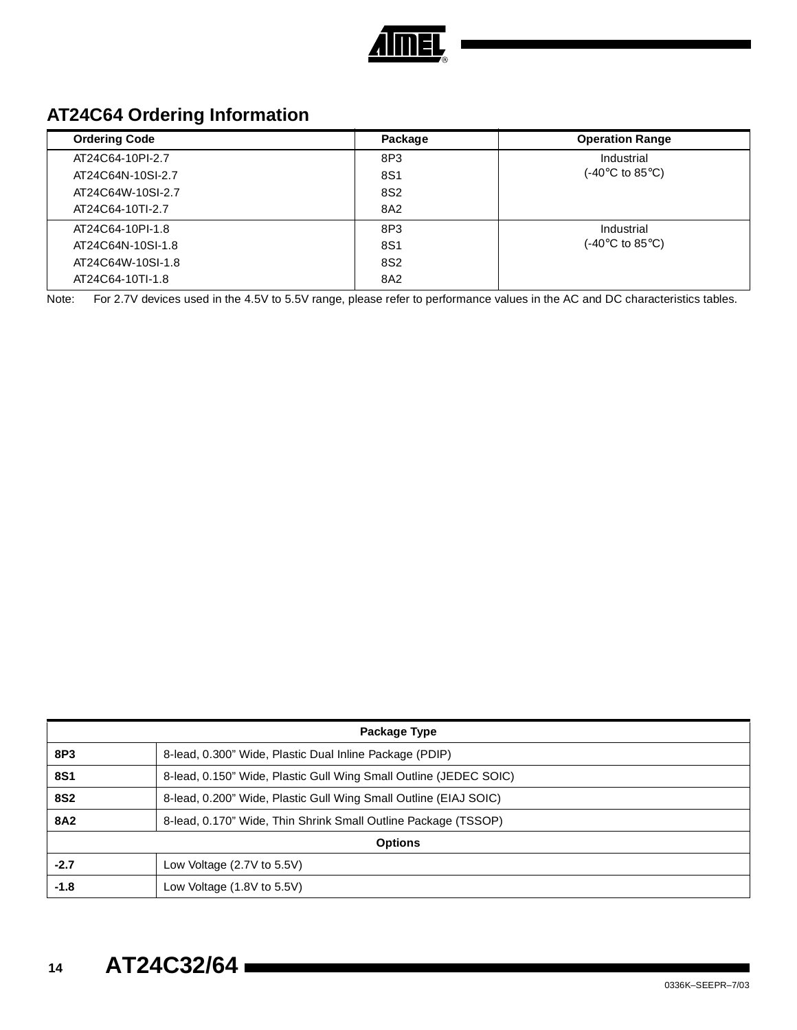## AT24C64 Ordering Information

| Ordering Code | Package | Operation Range |
|---|---|---|
| AT24C64-10PI-2.7<br>AT24C64N-10SI-2.7<br>AT24C64W-10SI-2.7<br>AT24C64-10TI-2.7 | 8P3<br>8S1<br>8S2<br>8A2 | Industrial<br>(-40°C to 85°C) |
| AT24C64-10PI-1.8<br>AT24C64N-10SI-1.8<br>AT24C64W-10SI-1.8<br>AT24C64-10TI-1.8 | 8P3<br>8S1<br>8S2<br>8A2 | Industrial<br>(-40°C to 85°C) |

Note: For 2.7V devices used in the 4.5V to 5.5V range, please refer to performance values in the AC and DC characteristics tables.

| Package Type | |
|---|---|
| **8P3** | 8-lead, 0.300" Wide, Plastic Dual Inline Package (PDIP) |
| **8S1** | 8-lead, 0.150" Wide, Plastic Gull Wing Small Outline (JEDEC SOIC) |
| **8S2** | 8-lead, 0.200" Wide, Plastic Gull Wing Small Outline (EIAJ SOIC) |
| **8A2** | 8-lead, 0.170" Wide, Thin Shrink Small Outline Package (TSSOP) |
| **Options** | |
| **-2.7** | Low Voltage (2.7V to 5.5V) |
| **-1.8** | Low Voltage (1.8V to 5.5V) |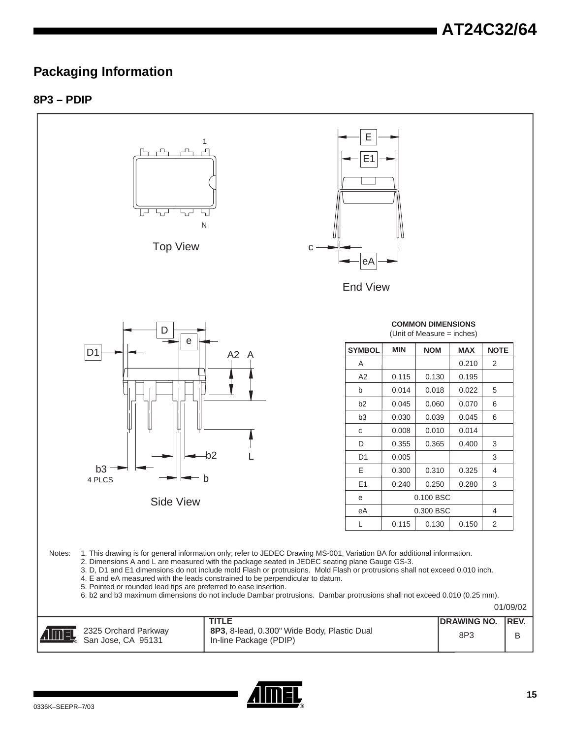## Packaging Information

### 8P3 – PDIP

Top View

End View

Side View

**COMMON DIMENSIONS**
(Unit of Measure = inches)

| SYMBOL | MIN | NOM | MAX | NOTE |
|---|---|---|---|---|
| A | | | 0.210 | 2 |
| A2 | 0.115 | 0.130 | 0.195 | |
| b | 0.014 | 0.018 | 0.022 | 5 |
| b2 | 0.045 | 0.060 | 0.070 | 6 |
| b3 | 0.030 | 0.039 | 0.045 | 6 |
| c | 0.008 | 0.010 | 0.014 | |
| D | 0.355 | 0.365 | 0.400 | 3 |
| D1 | 0.005 | | | 3 |
| E | 0.300 | 0.310 | 0.325 | 4 |
| E1 | 0.240 | 0.250 | 0.280 | 3 |
| e | | 0.100 BSC | | |
| eA | | 0.300 BSC | | 4 |
| L | 0.115 | 0.130 | 0.150 | 2 |

Notes:
1. This drawing is for general information only; refer to JEDEC Drawing MS-001, Variation BA for additional information.
2. Dimensions A and L are measured with the package seated in JEDEC seating plane Gauge GS-3.
3. D, D1 and E1 dimensions do not include mold Flash or protrusions. Mold Flash or protrusions shall not exceed 0.010 inch.
4. E and eA measured with the leads constrained to be perpendicular to datum.
5. Pointed or rounded lead tips are preferred to ease insertion.
6. b2 and b3 maximum dimensions do not include Dambar protrusions. Dambar protrusions shall not exceed 0.010 (0.25 mm).

01/09/02

| | TITLE | DRAWING NO. | REV. |
|---|---|---|---|
| 2325 Orchard Parkway San Jose, CA 95131 | **8P3**, 8-lead, 0.300" Wide Body, Plastic Dual In-line Package (PDIP) | 8P3 | B |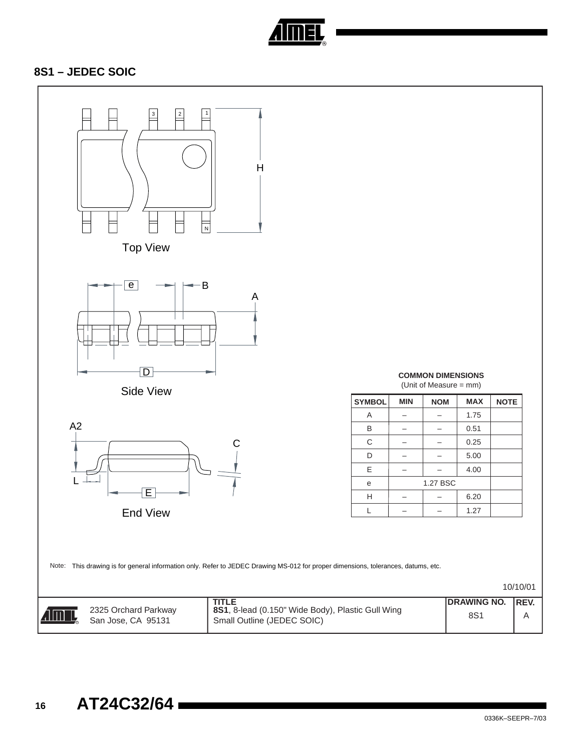## 8S1 – JEDEC SOIC

Top View

Side View

End View

H

e

B

A

D

A2

C

L

E

**COMMON DIMENSIONS**
(Unit of Measure = mm)

| SYMBOL | MIN | NOM | MAX | NOTE |
|---|---|---|---|---|
| A | – | – | 1.75 | |
| B | – | – | 0.51 | |
| C | – | – | 0.25 | |
| D | – | – | 5.00 | |
| E | – | – | 4.00 | |
| e | | 1.27 BSC | | |
| H | – | – | 6.20 | |
| L | – | – | 1.27 | |

Note: This drawing is for general information only. Refer to JEDEC Drawing MS-012 for proper dimensions, tolerances, datums, etc.

10/10/01

| | | | |
|---|---|---|---|
| 2325 Orchard Parkway<br>San Jose, CA 95131 | **TITLE**<br>**8S1**, 8-lead (0.150" Wide Body), Plastic Gull Wing Small Outline (JEDEC SOIC) | **DRAWING NO.**<br>8S1 | **REV.**<br>A |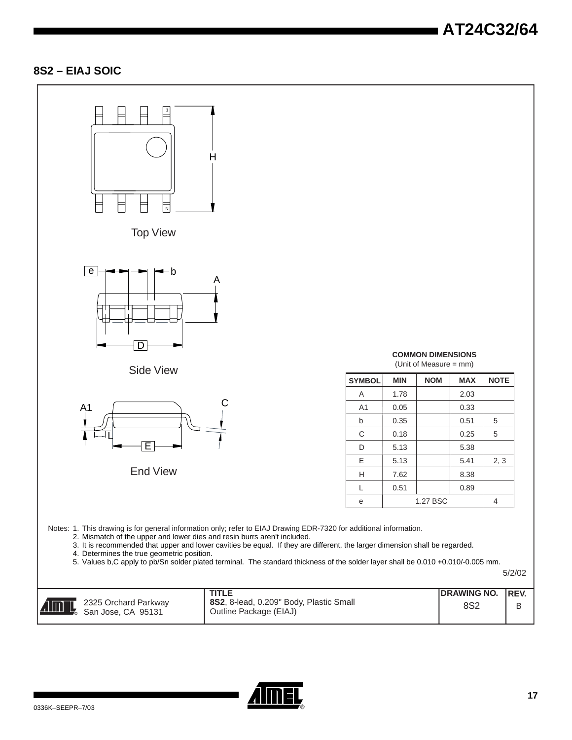## 8S2 – EIAJ SOIC

Top View

Side View

End View

**COMMON DIMENSIONS**
(Unit of Measure = mm)

| SYMBOL | MIN | NOM | MAX | NOTE |
|---|---|---|---|---|
| A | 1.78 | | 2.03 | |
| A1 | 0.05 | | 0.33 | |
| b | 0.35 | | 0.51 | 5 |
| C | 0.18 | | 0.25 | 5 |
| D | 5.13 | | 5.38 | |
| E | 5.13 | | 5.41 | 2, 3 |
| H | 7.62 | | 8.38 | |
| L | 0.51 | | 0.89 | |
| e | | 1.27 BSC | | 4 |

Notes:
1. This drawing is for general information only; refer to EIAJ Drawing EDR-7320 for additional information.
2. Mismatch of the upper and lower dies and resin burrs aren't included.
3. It is recommended that upper and lower cavities be equal. If they are different, the larger dimension shall be regarded.
4. Determines the true geometric position.
5. Values b,C apply to pb/Sn solder plated terminal. The standard thickness of the solder layer shall be 0.010 +0.010/-0.005 mm.

5/2/02

| | TITLE | DRAWING NO. | REV. |
|---|---|---|---|
| 2325 Orchard Parkway San Jose, CA 95131 | **8S2**, 8-lead, 0.209" Body, Plastic Small Outline Package (EIAJ) | 8S2 | B |

0336K–SEEPR–7/03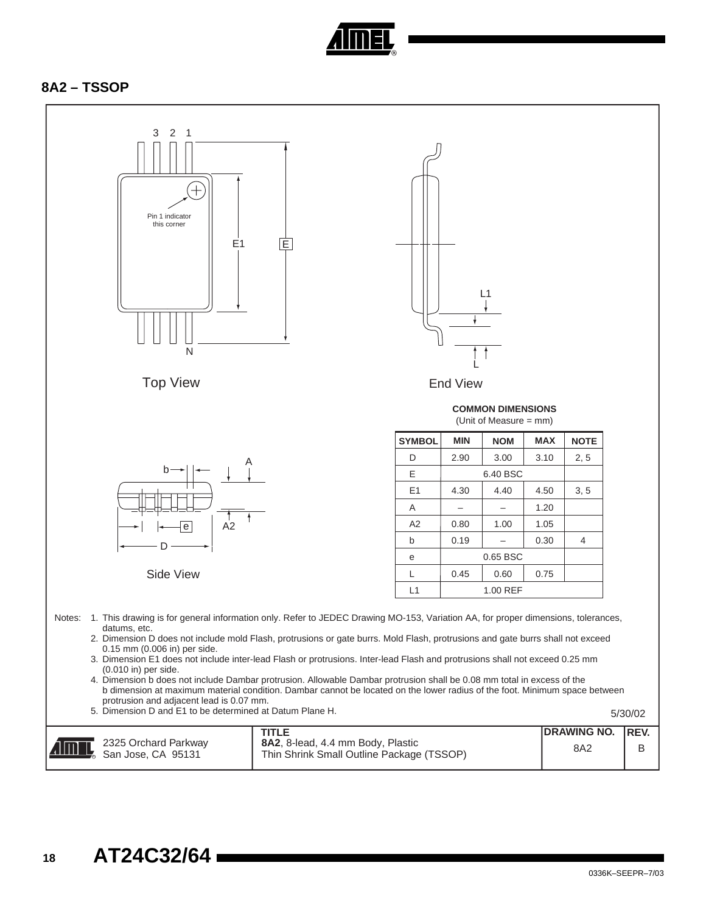## 8A2 – TSSOP

3 2 1

Pin 1 indicator this corner

E1

E

N

Top View

L1

L

End View

b

A

e

A2

D

Side View

**COMMON DIMENSIONS**
(Unit of Measure = mm)

| SYMBOL | MIN | NOM | MAX | NOTE |
|---|---|---|---|---|
| D | 2.90 | 3.00 | 3.10 | 2, 5 |
| E | | 6.40 BSC | | |
| E1 | 4.30 | 4.40 | 4.50 | 3, 5 |
| A | – | – | 1.20 | |
| A2 | 0.80 | 1.00 | 1.05 | |
| b | 0.19 | – | 0.30 | 4 |
| e | | 0.65 BSC | | |
| L | 0.45 | 0.60 | 0.75 | |
| L1 | | 1.00 REF | | |

Notes:
1. This drawing is for general information only. Refer to JEDEC Drawing MO-153, Variation AA, for proper dimensions, tolerances, datums, etc.
2. Dimension D does not include mold Flash, protrusions or gate burrs. Mold Flash, protrusions and gate burrs shall not exceed 0.15 mm (0.006 in) per side.
3. Dimension E1 does not include inter-lead Flash or protrusions. Inter-lead Flash and protrusions shall not exceed 0.25 mm (0.010 in) per side.
4. Dimension b does not include Dambar protrusion. Allowable Dambar protrusion shall be 0.08 mm total in excess of the b dimension at maximum material condition. Dambar cannot be located on the lower radius of the foot. Minimum space between protrusion and adjacent lead is 0.07 mm.
5. Dimension D and E1 to be determined at Datum Plane H.

5/30/02

| | TITLE | DRAWING NO. | REV. |
|---|---|---|---|
| 2325 Orchard Parkway<br>San Jose, CA 95131 | **8A2**, 8-lead, 4.4 mm Body, Plastic<br>Thin Shrink Small Outline Package (TSSOP) | 8A2 | B |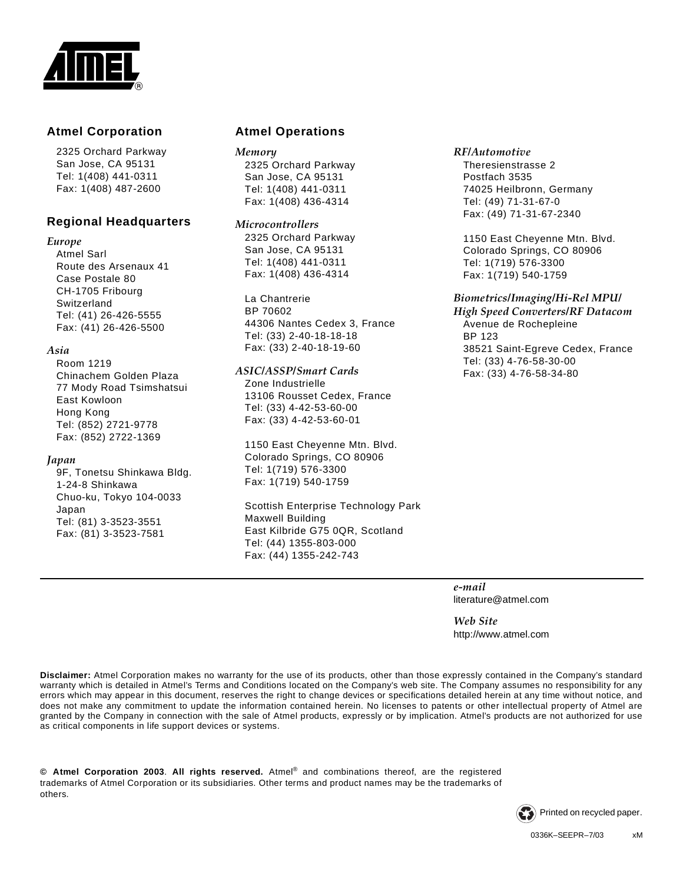## Atmel Corporation

2325 Orchard Parkway
San Jose, CA 95131
Tel: 1(408) 441-0311
Fax: 1(408) 487-2600

## Regional Headquarters

*Europe*

Atmel Sarl
Route des Arsenaux 41
Case Postale 80
CH-1705 Fribourg
Switzerland
Tel: (41) 26-426-5555
Fax: (41) 26-426-5500

*Asia*

Room 1219
Chinachem Golden Plaza
77 Mody Road Tsimshatsui
East Kowloon
Hong Kong
Tel: (852) 2721-9778
Fax: (852) 2722-1369

*Japan*

9F, Tonetsu Shinkawa Bldg.
1-24-8 Shinkawa
Chuo-ku, Tokyo 104-0033
Japan
Tel: (81) 3-3523-3551
Fax: (81) 3-3523-7581

## Atmel Operations

*Memory*

2325 Orchard Parkway
San Jose, CA 95131
Tel: 1(408) 441-0311
Fax: 1(408) 436-4314

*Microcontrollers*

2325 Orchard Parkway
San Jose, CA 95131
Tel: 1(408) 441-0311
Fax: 1(408) 436-4314

La Chantrerie
BP 70602
44306 Nantes Cedex 3, France
Tel: (33) 2-40-18-18-18
Fax: (33) 2-40-18-19-60

*ASIC/ASSP/Smart Cards*

Zone Industrielle
13106 Rousset Cedex, France
Tel: (33) 4-42-53-60-00
Fax: (33) 4-42-53-60-01

1150 East Cheyenne Mtn. Blvd.
Colorado Springs, CO 80906
Tel: 1(719) 576-3300
Fax: 1(719) 540-1759

Scottish Enterprise Technology Park
Maxwell Building
East Kilbride G75 0QR, Scotland
Tel: (44) 1355-803-000
Fax: (44) 1355-242-743

*RF/Automotive*

Theresienstrasse 2
Postfach 3535
74025 Heilbronn, Germany
Tel: (49) 71-31-67-0
Fax: (49) 71-31-67-2340

1150 East Cheyenne Mtn. Blvd.
Colorado Springs, CO 80906
Tel: 1(719) 576-3300
Fax: 1(719) 540-1759

*Biometrics/Imaging/Hi-Rel MPU/ High Speed Converters/RF Datacom*

Avenue de Rochepleine
BP 123
38521 Saint-Egreve Cedex, France
Tel: (33) 4-76-58-30-00
Fax: (33) 4-76-58-34-80

---

*e-mail*
literature@atmel.com

*Web Site*
http://www.atmel.com

**Disclaimer:** Atmel Corporation makes no warranty for the use of its products, other than those expressly contained in the Company's standard warranty which is detailed in Atmel's Terms and Conditions located on the Company's web site. The Company assumes no responsibility for any errors which may appear in this document, reserves the right to change devices or specifications detailed herein at any time without notice, and does not make any commitment to update the information contained herein. No licenses to patents or other intellectual property of Atmel are granted by the Company in connection with the sale of Atmel products, expressly or by implication. Atmel's products are not authorized for use as critical components in life support devices or systems.

**© Atmel Corporation 2003**. **All rights reserved.** Atmel® and combinations thereof, are the registered trademarks of Atmel Corporation or its subsidiaries. Other terms and product names may be the trademarks of others.

Printed on recycled paper.

0336K–SEEPR–7/03 xM